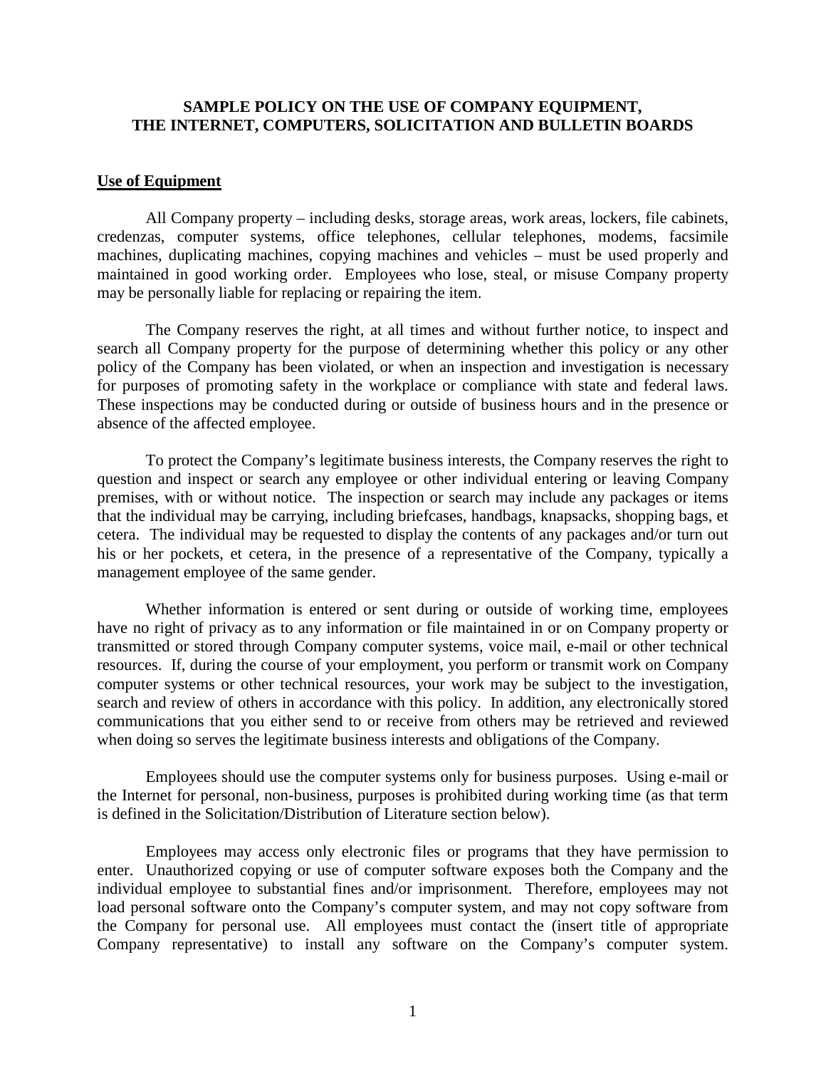# SAMPLE POLICY ON THE USE OF COMPANY EQUIPMENT, THE INTERNET, COMPUTERS, SOLICITATION AND BULLETIN BOARDS

## Use of Equipment

All Company property – including desks, storage areas, work areas, lockers, file cabinets, credenzas, computer systems, office telephones, cellular telephones, modems, facsimile machines, duplicating machines, copying machines and vehicles – must be used properly and maintained in good working order. Employees who lose, steal, or misuse Company property may be personally liable for replacing or repairing the item.

The Company reserves the right, at all times and without further notice, to inspect and search all Company property for the purpose of determining whether this policy or any other policy of the Company has been violated, or when an inspection and investigation is necessary for purposes of promoting safety in the workplace or compliance with state and federal laws. These inspections may be conducted during or outside of business hours and in the presence or absence of the affected employee.

To protect the Company's legitimate business interests, the Company reserves the right to question and inspect or search any employee or other individual entering or leaving Company premises, with or without notice. The inspection or search may include any packages or items that the individual may be carrying, including briefcases, handbags, knapsacks, shopping bags, et cetera. The individual may be requested to display the contents of any packages and/or turn out his or her pockets, et cetera, in the presence of a representative of the Company, typically a management employee of the same gender.

Whether information is entered or sent during or outside of working time, employees have no right of privacy as to any information or file maintained in or on Company property or transmitted or stored through Company computer systems, voice mail, e-mail or other technical resources. If, during the course of your employment, you perform or transmit work on Company computer systems or other technical resources, your work may be subject to the investigation, search and review of others in accordance with this policy. In addition, any electronically stored communications that you either send to or receive from others may be retrieved and reviewed when doing so serves the legitimate business interests and obligations of the Company.

Employees should use the computer systems only for business purposes. Using e-mail or the Internet for personal, non-business, purposes is prohibited during working time (as that term is defined in the Solicitation/Distribution of Literature section below).

Employees may access only electronic files or programs that they have permission to enter. Unauthorized copying or use of computer software exposes both the Company and the individual employee to substantial fines and/or imprisonment. Therefore, employees may not load personal software onto the Company's computer system, and may not copy software from the Company for personal use. All employees must contact the (insert title of appropriate Company representative) to install any software on the Company's computer system.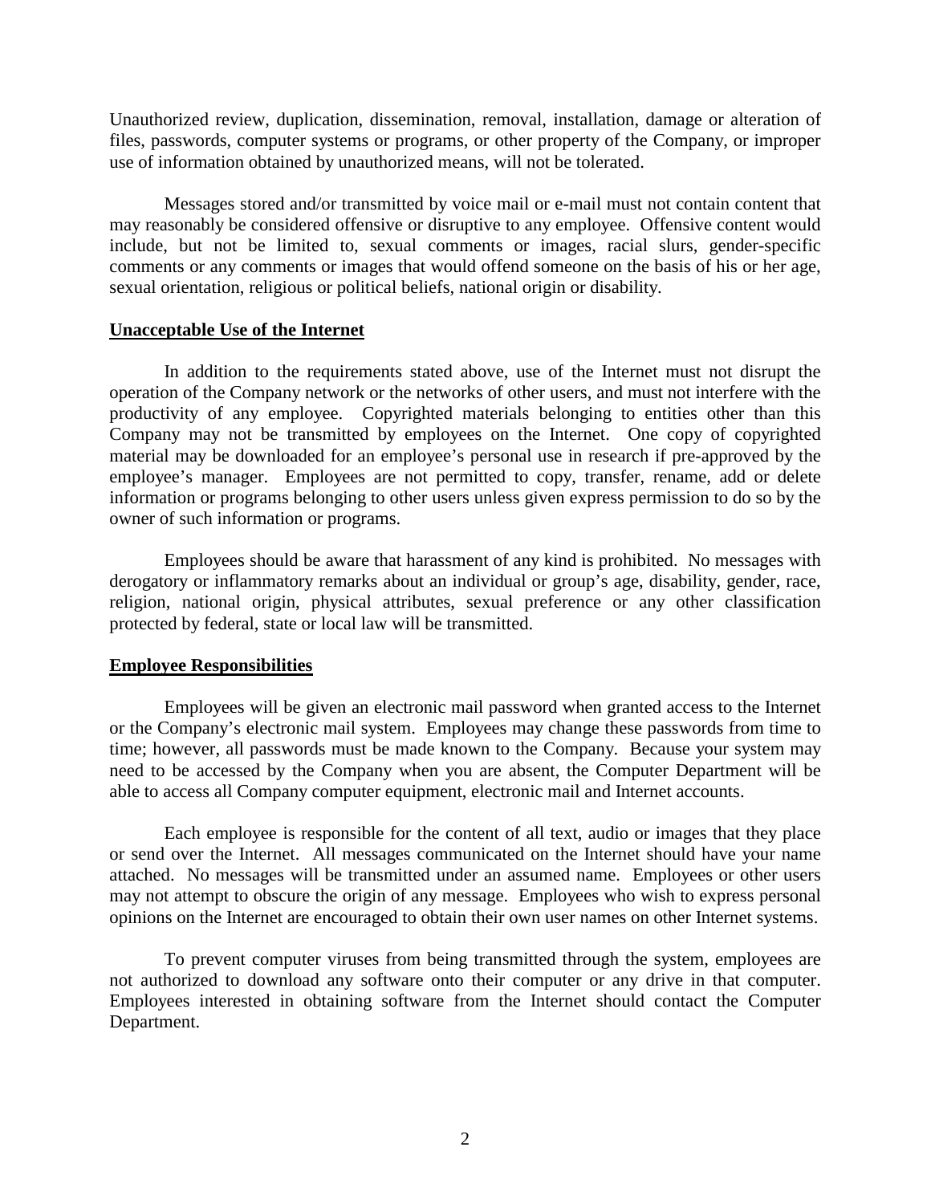Unauthorized review, duplication, dissemination, removal, installation, damage or alteration of files, passwords, computer systems or programs, or other property of the Company, or improper use of information obtained by unauthorized means, will not be tolerated.

Messages stored and/or transmitted by voice mail or e-mail must not contain content that may reasonably be considered offensive or disruptive to any employee. Offensive content would include, but not be limited to, sexual comments or images, racial slurs, gender-specific comments or any comments or images that would offend someone on the basis of his or her age, sexual orientation, religious or political beliefs, national origin or disability.

**Unacceptable Use of the Internet**

In addition to the requirements stated above, use of the Internet must not disrupt the operation of the Company network or the networks of other users, and must not interfere with the productivity of any employee. Copyrighted materials belonging to entities other than this Company may not be transmitted by employees on the Internet. One copy of copyrighted material may be downloaded for an employee's personal use in research if pre-approved by the employee's manager. Employees are not permitted to copy, transfer, rename, add or delete information or programs belonging to other users unless given express permission to do so by the owner of such information or programs.

Employees should be aware that harassment of any kind is prohibited. No messages with derogatory or inflammatory remarks about an individual or group's age, disability, gender, race, religion, national origin, physical attributes, sexual preference or any other classification protected by federal, state or local law will be transmitted.

**Employee Responsibilities**

Employees will be given an electronic mail password when granted access to the Internet or the Company's electronic mail system. Employees may change these passwords from time to time; however, all passwords must be made known to the Company. Because your system may need to be accessed by the Company when you are absent, the Computer Department will be able to access all Company computer equipment, electronic mail and Internet accounts.

Each employee is responsible for the content of all text, audio or images that they place or send over the Internet. All messages communicated on the Internet should have your name attached. No messages will be transmitted under an assumed name. Employees or other users may not attempt to obscure the origin of any message. Employees who wish to express personal opinions on the Internet are encouraged to obtain their own user names on other Internet systems.

To prevent computer viruses from being transmitted through the system, employees are not authorized to download any software onto their computer or any drive in that computer. Employees interested in obtaining software from the Internet should contact the Computer Department.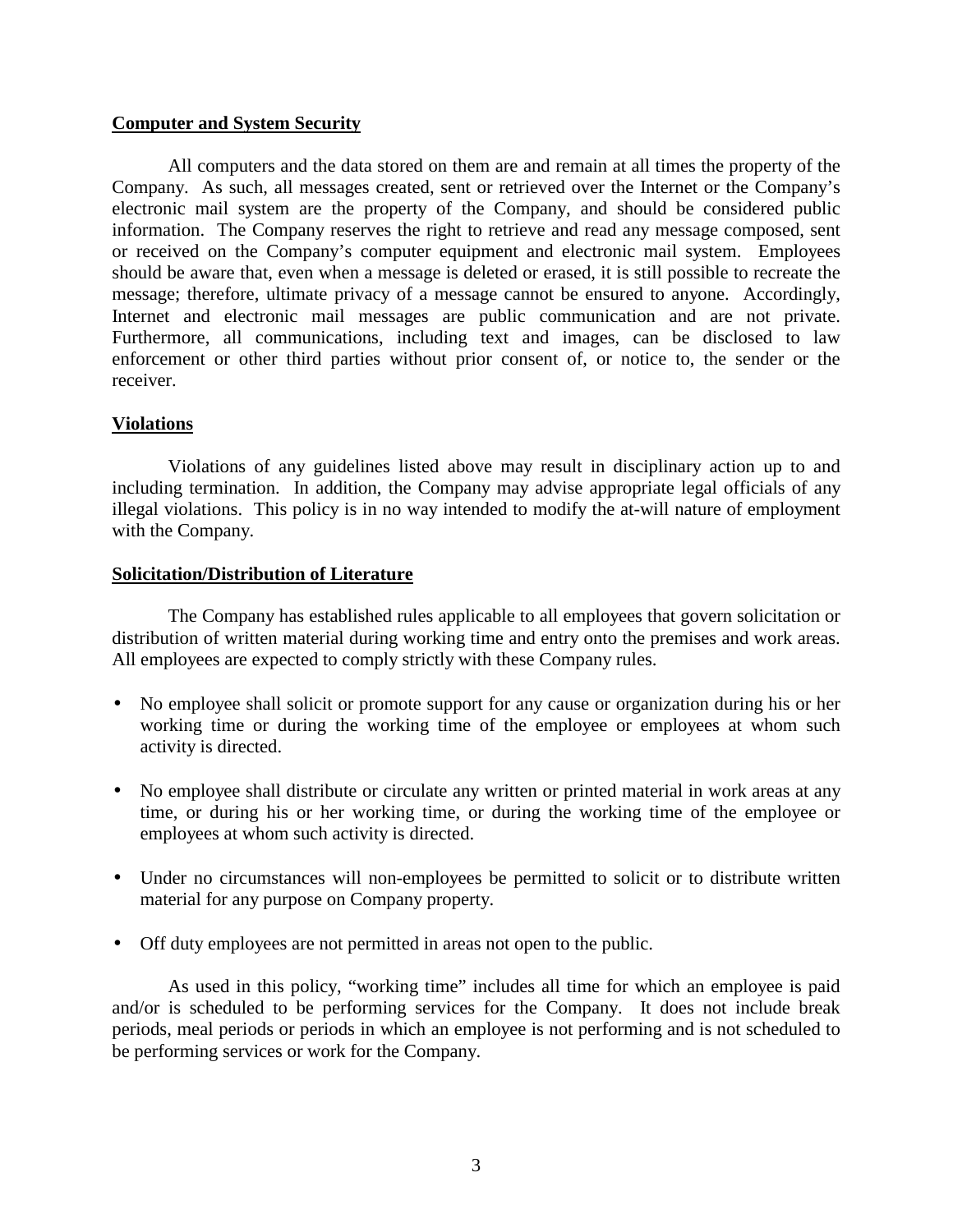**Computer and System Security**

All computers and the data stored on them are and remain at all times the property of the Company. As such, all messages created, sent or retrieved over the Internet or the Company's electronic mail system are the property of the Company, and should be considered public information. The Company reserves the right to retrieve and read any message composed, sent or received on the Company's computer equipment and electronic mail system. Employees should be aware that, even when a message is deleted or erased, it is still possible to recreate the message; therefore, ultimate privacy of a message cannot be ensured to anyone. Accordingly, Internet and electronic mail messages are public communication and are not private. Furthermore, all communications, including text and images, can be disclosed to law enforcement or other third parties without prior consent of, or notice to, the sender or the receiver.

**Violations**

Violations of any guidelines listed above may result in disciplinary action up to and including termination. In addition, the Company may advise appropriate legal officials of any illegal violations. This policy is in no way intended to modify the at-will nature of employment with the Company.

**Solicitation/Distribution of Literature**

The Company has established rules applicable to all employees that govern solicitation or distribution of written material during working time and entry onto the premises and work areas. All employees are expected to comply strictly with these Company rules.

- No employee shall solicit or promote support for any cause or organization during his or her working time or during the working time of the employee or employees at whom such activity is directed.

- No employee shall distribute or circulate any written or printed material in work areas at any time, or during his or her working time, or during the working time of the employee or employees at whom such activity is directed.

- Under no circumstances will non-employees be permitted to solicit or to distribute written material for any purpose on Company property.

- Off duty employees are not permitted in areas not open to the public.

As used in this policy, "working time" includes all time for which an employee is paid and/or is scheduled to be performing services for the Company. It does not include break periods, meal periods or periods in which an employee is not performing and is not scheduled to be performing services or work for the Company.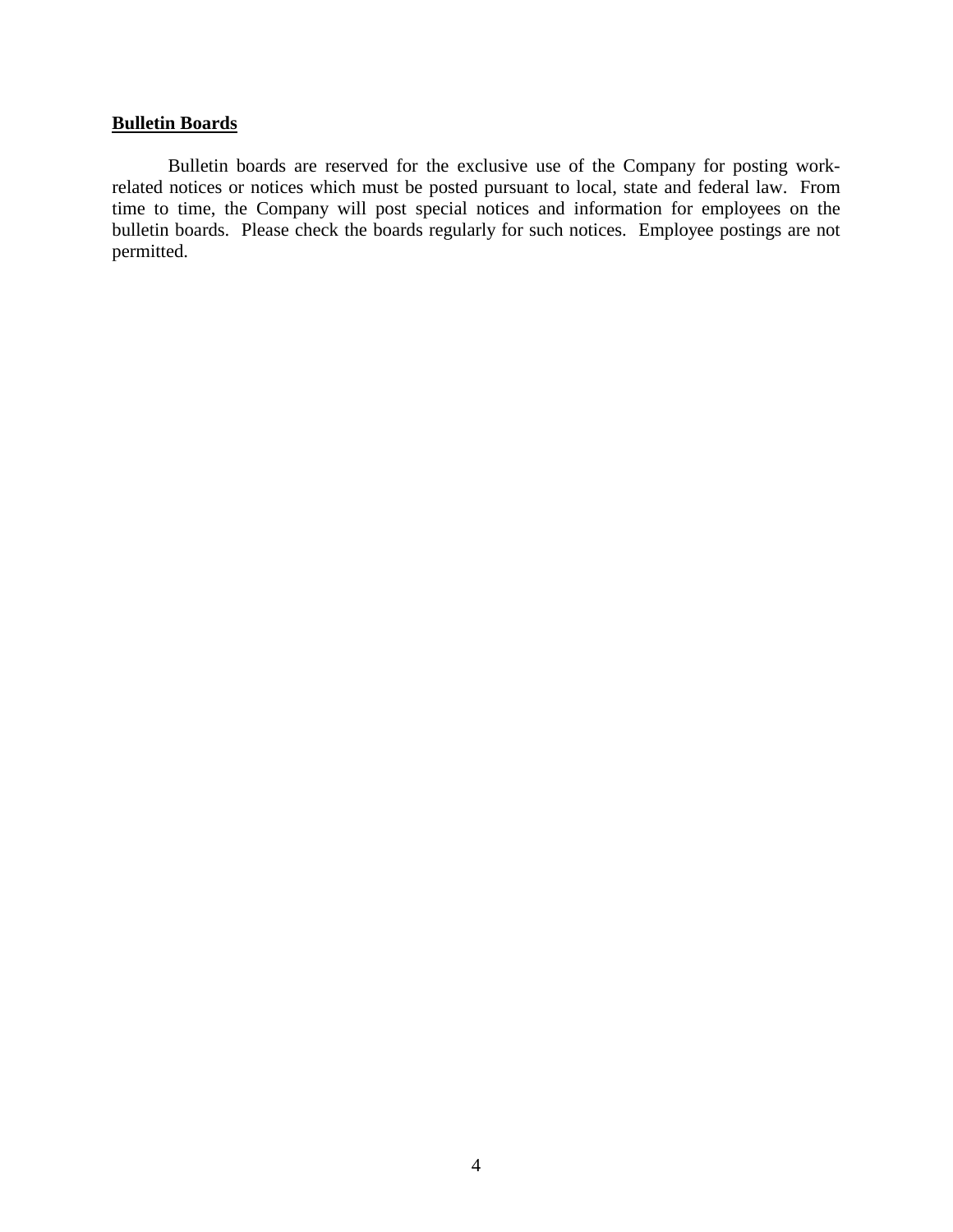**Bulletin Boards**

Bulletin boards are reserved for the exclusive use of the Company for posting work-related notices or notices which must be posted pursuant to local, state and federal law. From time to time, the Company will post special notices and information for employees on the bulletin boards. Please check the boards regularly for such notices. Employee postings are not permitted.